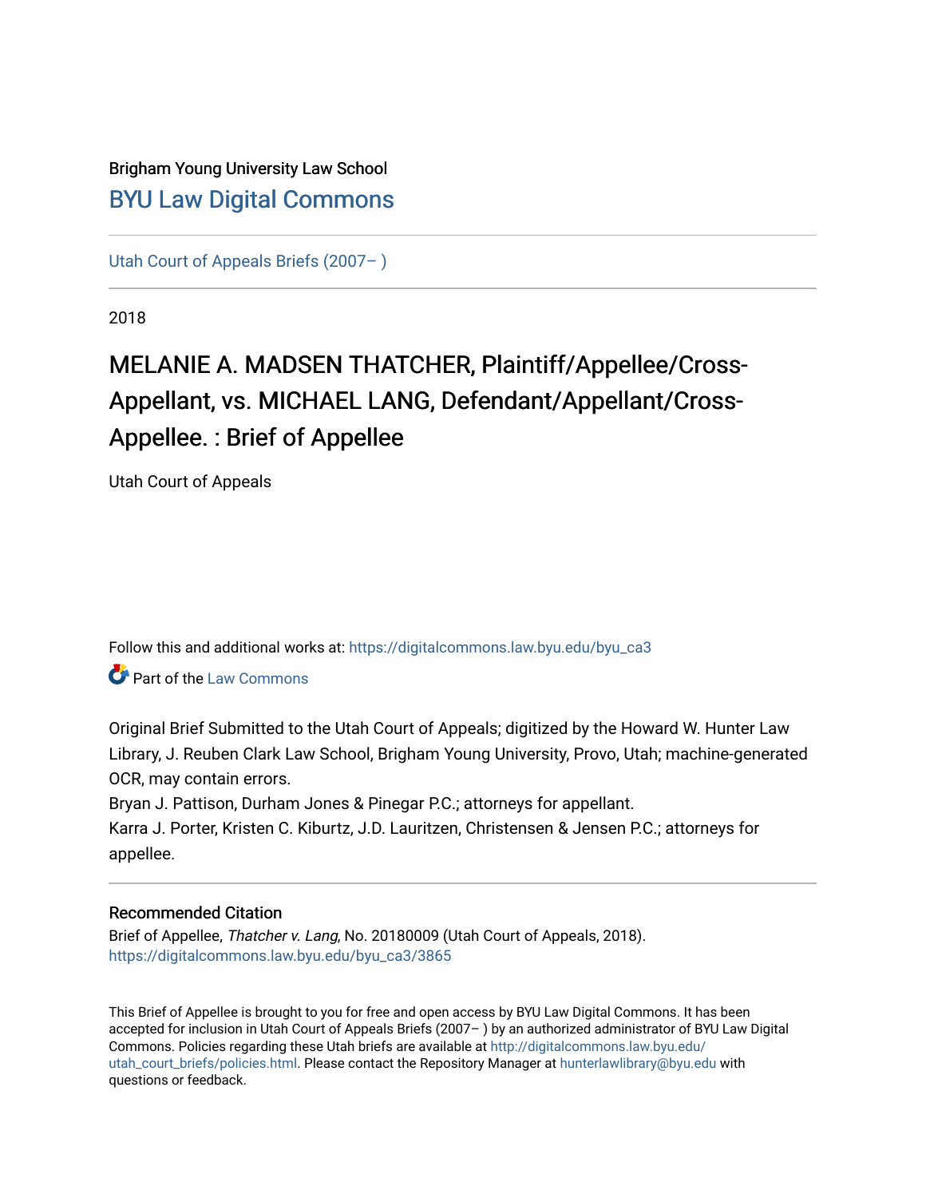Brigham Young University Law School

# [BYU Law Digital Commons](https://digitalcommons.law.byu.edu)

[Utah Court of Appeals Briefs (2007– )](https://digitalcommons.law.byu.edu/byu_ca3)

2018

# MELANIE A. MADSEN THATCHER, Plaintiff/Appellee/Cross-Appellant, vs. MICHAEL LANG, Defendant/Appellant/Cross-Appellee. : Brief of Appellee

Utah Court of Appeals

Follow this and additional works at: https://digitalcommons.law.byu.edu/byu_ca3

Part of the [Law Commons](http://network.bepress.com/hgg/discipline/578?utm_source=digitalcommons.law.byu.edu%2Fbyu_ca3%2F3865&utm_medium=PDF&utm_campaign=PDFCoverPages)

Original Brief Submitted to the Utah Court of Appeals; digitized by the Howard W. Hunter Law Library, J. Reuben Clark Law School, Brigham Young University, Provo, Utah; machine-generated OCR, may contain errors.

Bryan J. Pattison, Durham Jones & Pinegar P.C.; attorneys for appellant.

Karra J. Porter, Kristen C. Kiburtz, J.D. Lauritzen, Christensen & Jensen P.C.; attorneys for appellee.

### Recommended Citation

Brief of Appellee, *Thatcher v. Lang*, No. 20180009 (Utah Court of Appeals, 2018).
https://digitalcommons.law.byu.edu/byu_ca3/3865

This Brief of Appellee is brought to you for free and open access by BYU Law Digital Commons. It has been accepted for inclusion in Utah Court of Appeals Briefs (2007– ) by an authorized administrator of BYU Law Digital Commons. Policies regarding these Utah briefs are available at http://digitalcommons.law.byu.edu/utah_court_briefs/policies.html. Please contact the Repository Manager at hunterlawlibrary@byu.edu with questions or feedback.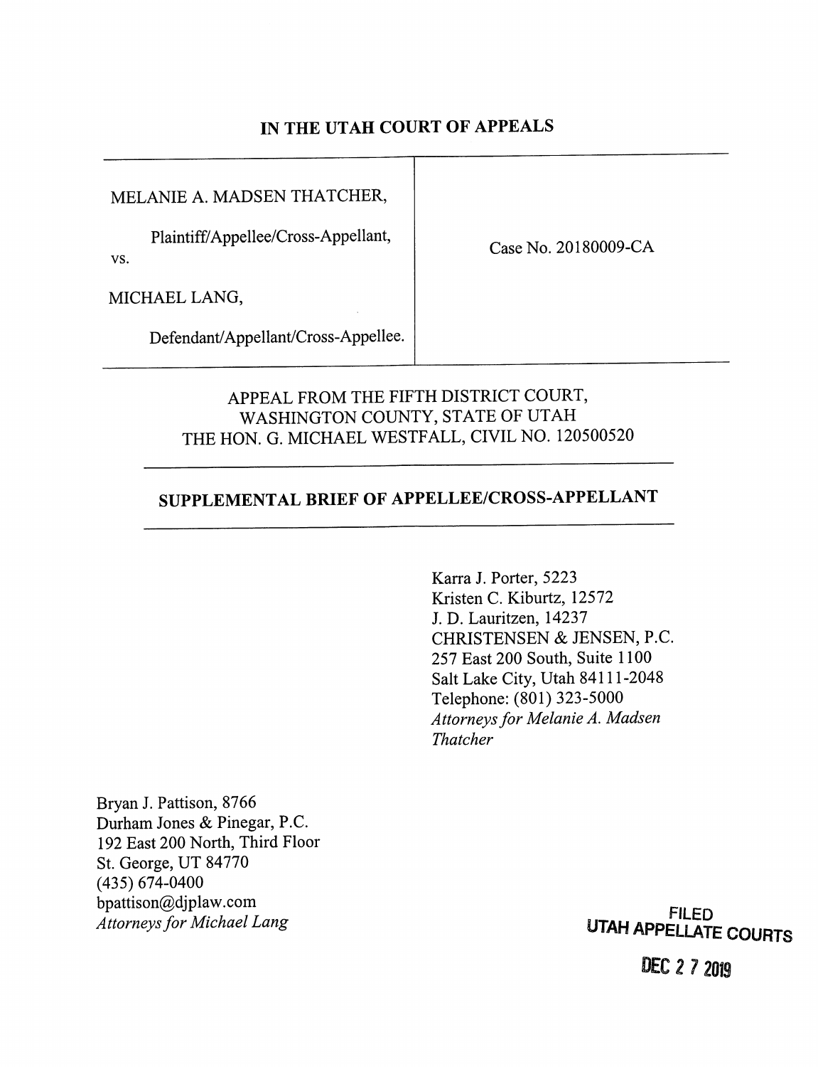# IN THE UTAH COURT OF APPEALS

| | |
|---|---|
| MELANIE A. MADSEN THATCHER,<br><br>Plaintiff/Appellee/Cross-Appellant,<br><br>vs.<br><br>MICHAEL LANG,<br><br>Defendant/Appellant/Cross-Appellee. | Case No. 20180009-CA |

APPEAL FROM THE FIFTH DISTRICT COURT,
WASHINGTON COUNTY, STATE OF UTAH
THE HON. G. MICHAEL WESTFALL, CIVIL NO. 120500520

## SUPPLEMENTAL BRIEF OF APPELLEE/CROSS-APPELLANT

Karra J. Porter, 5223
Kristen C. Kiburtz, 12572
J. D. Lauritzen, 14237
CHRISTENSEN & JENSEN, P.C.
257 East 200 South, Suite 1100
Salt Lake City, Utah 84111-2048
Telephone: (801) 323-5000
*Attorneys for Melanie A. Madsen Thatcher*

Bryan J. Pattison, 8766
Durham Jones & Pinegar, P.C.
192 East 200 North, Third Floor
St. George, UT 84770
(435) 674-0400
bpattison@djplaw.com
*Attorneys for Michael Lang*

FILED
UTAH APPELLATE COURTS
DEC 27 2019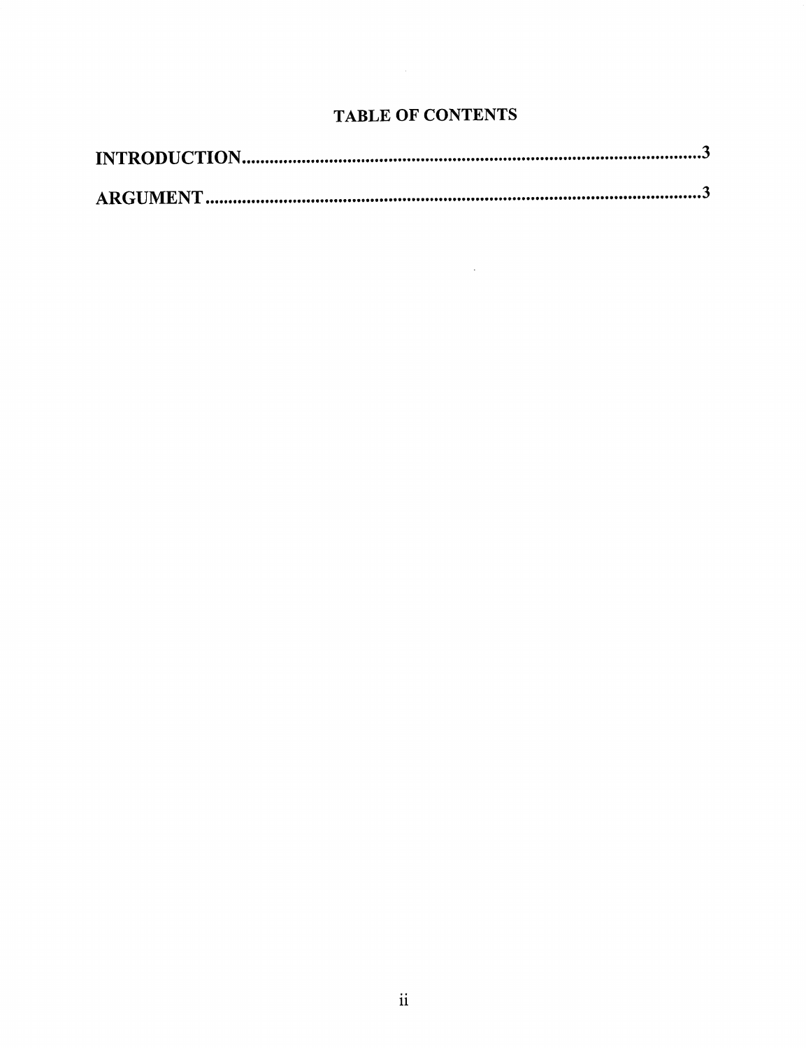# TABLE OF CONTENTS

**INTRODUCTION.........................................................................................................3**

**ARGUMENT..............................................................................................................3**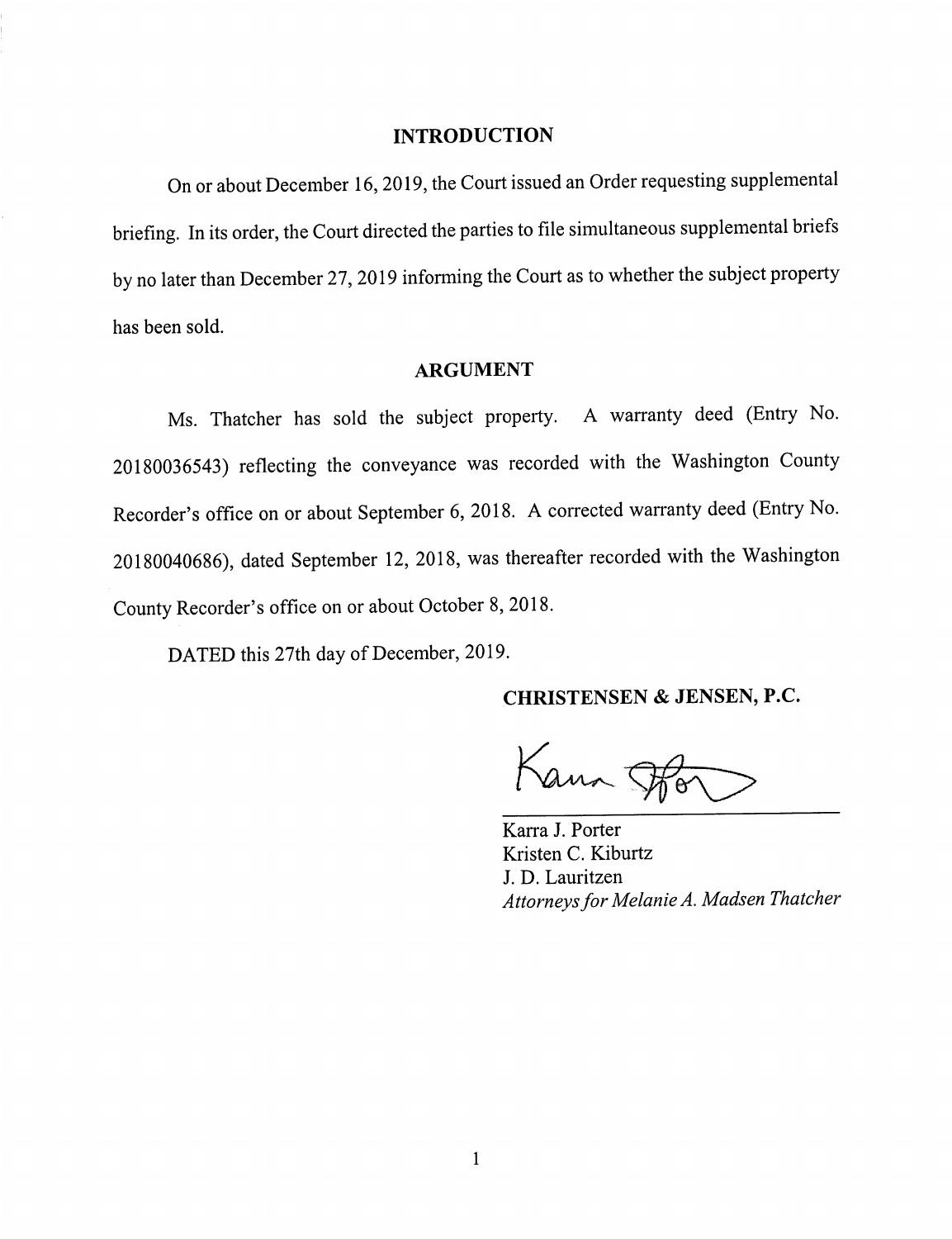## INTRODUCTION

On or about December 16, 2019, the Court issued an Order requesting supplemental briefing. In its order, the Court directed the parties to file simultaneous supplemental briefs by no later than December 27, 2019 informing the Court as to whether the subject property has been sold.

## ARGUMENT

Ms. Thatcher has sold the subject property. A warranty deed (Entry No. 20180036543) reflecting the conveyance was recorded with the Washington County Recorder's office on or about September 6, 2018. A corrected warranty deed (Entry No. 20180040686), dated September 12, 2018, was thereafter recorded with the Washington County Recorder's office on or about October 8, 2018.

DATED this 27th day of December, 2019.

**CHRISTENSEN & JENSEN, P.C.**

Karra J. Porter
Kristen C. Kiburtz
J. D. Lauritzen
*Attorneys for Melanie A. Madsen Thatcher*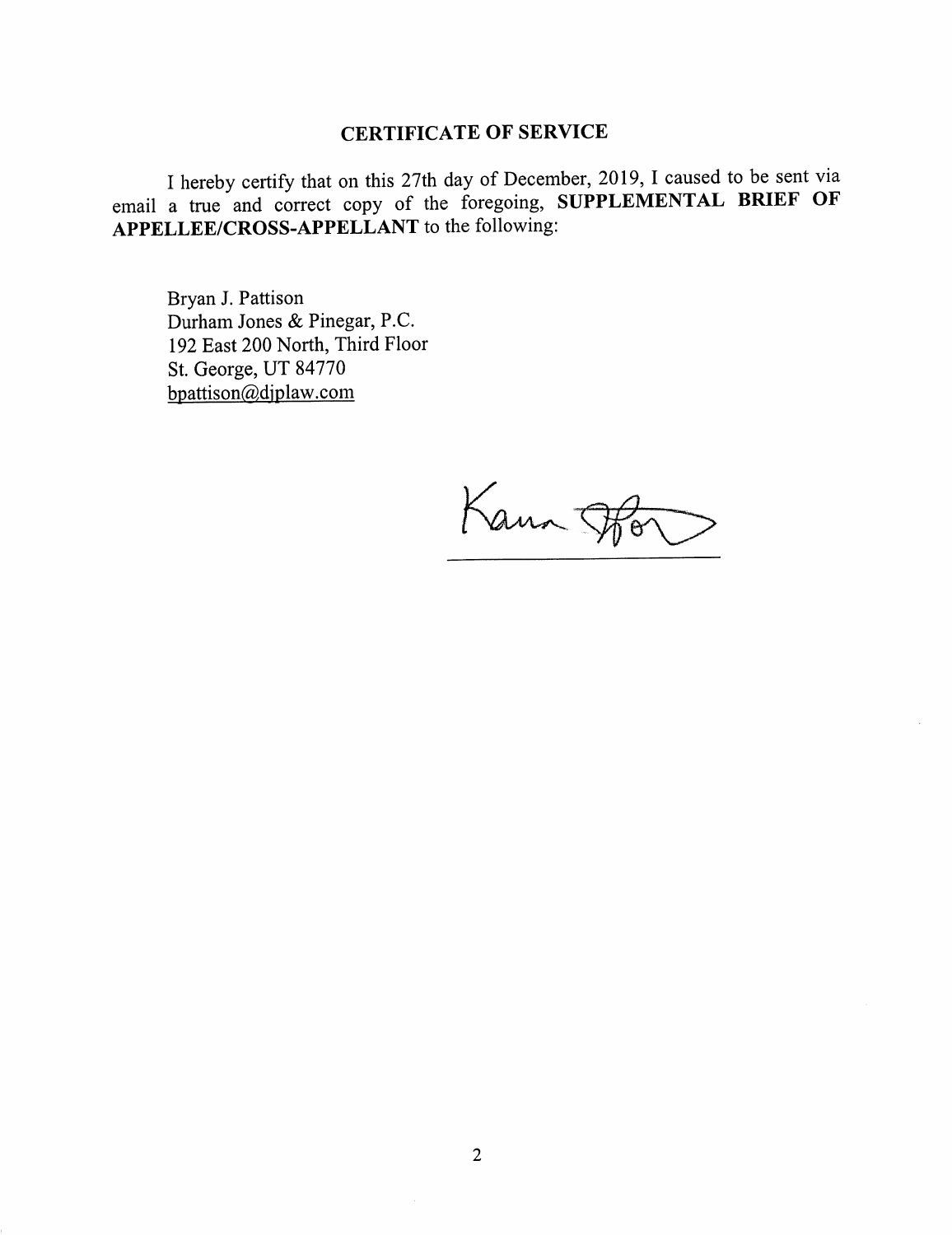## CERTIFICATE OF SERVICE

I hereby certify that on this 27th day of December, 2019, I caused to be sent via email a true and correct copy of the foregoing, **SUPPLEMENTAL BRIEF OF APPELLEE/CROSS-APPELLANT** to the following:

Bryan J. Pattison
Durham Jones & Pinegar, P.C.
192 East 200 North, Third Floor
St. George, UT 84770
bpattison@djplaw.com

______________________________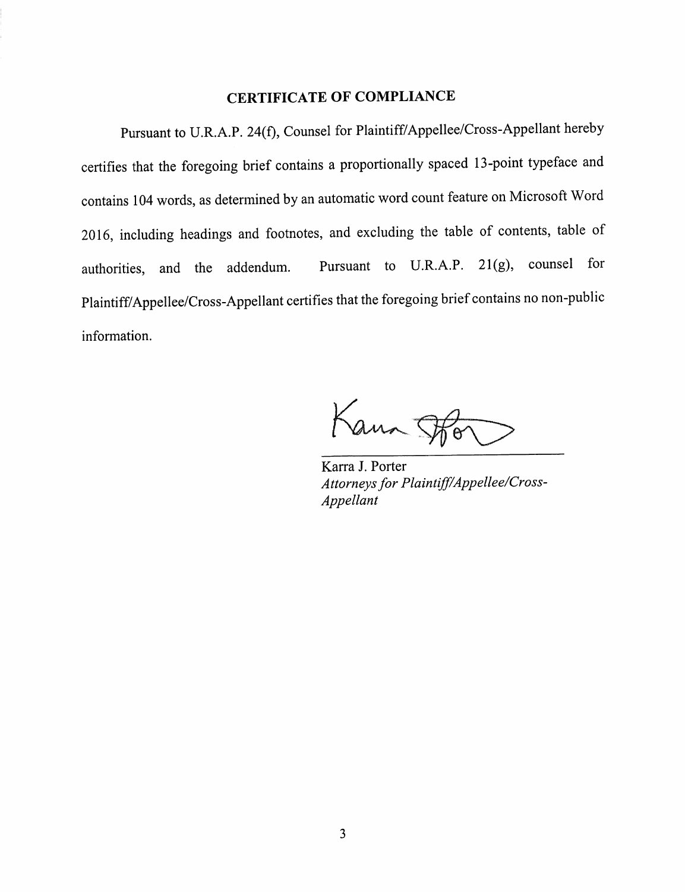# CERTIFICATE OF COMPLIANCE

Pursuant to U.R.A.P. 24(f), Counsel for Plaintiff/Appellee/Cross-Appellant hereby certifies that the foregoing brief contains a proportionally spaced 13-point typeface and contains 104 words, as determined by an automatic word count feature on Microsoft Word 2016, including headings and footnotes, and excluding the table of contents, table of authorities, and the addendum. Pursuant to U.R.A.P. 21(g), counsel for Plaintiff/Appellee/Cross-Appellant certifies that the foregoing brief contains no non-public information.

Karra J. Porter
*Attorneys for Plaintiff/Appellee/Cross-Appellant*